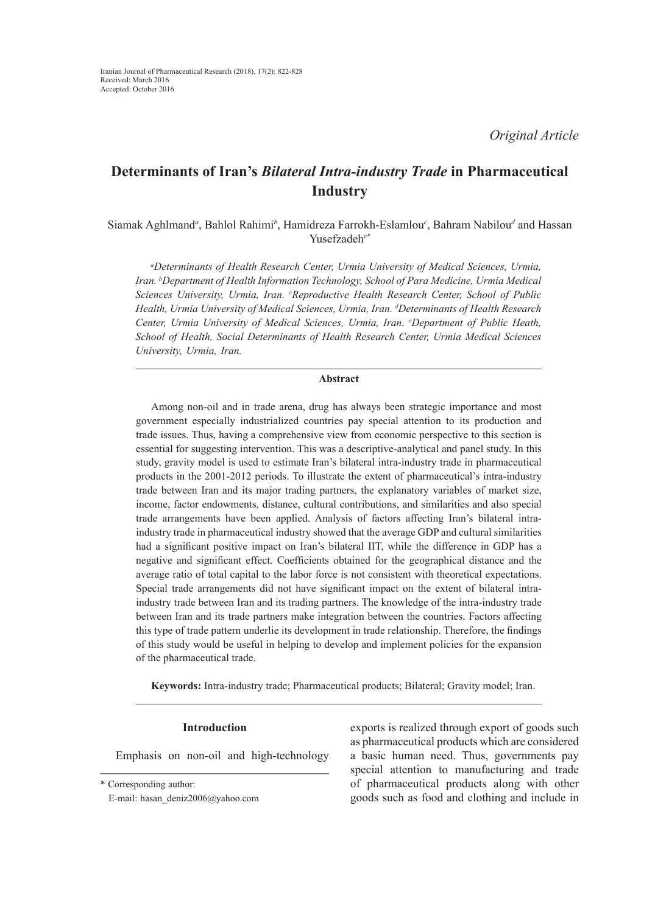*Original Article*

# Determinants of Iran's *Bilateral Intra-industry Trade* in Pharmaceutical Industry

Siamak Aghlmand[a], Bahlol Rahimi[b], Hamidreza Farrokh-Eslamlou[c], Bahram Nabilou[d] and Hassan Yusefzadeh[e*]

*[a]Determinants of Health Research Center, Urmia University of Medical Sciences, Urmia, Iran. [b]Department of Health Information Technology, School of Para Medicine, Urmia Medical Sciences University, Urmia, Iran. [c]Reproductive Health Research Center, School of Public Health, Urmia University of Medical Sciences, Urmia, Iran. [d]Determinants of Health Research Center, Urmia University of Medical Sciences, Urmia, Iran. [e]Department of Public Heath, School of Health, Social Determinants of Health Research Center, Urmia Medical Sciences University, Urmia, Iran.*

## Abstract

Among non-oil and in trade arena, drug has always been strategic importance and most government especially industrialized countries pay special attention to its production and trade issues. Thus, having a comprehensive view from economic perspective to this section is essential for suggesting intervention. This was a descriptive-analytical and panel study. In this study, gravity model is used to estimate Iran's bilateral intra-industry trade in pharmaceutical products in the 2001-2012 periods. To illustrate the extent of pharmaceutical's intra-industry trade between Iran and its major trading partners, the explanatory variables of market size, income, factor endowments, distance, cultural contributions, and similarities and also special trade arrangements have been applied. Analysis of factors affecting Iran's bilateral intra-industry trade in pharmaceutical industry showed that the average GDP and cultural similarities had a significant positive impact on Iran's bilateral IIT, while the difference in GDP has a negative and significant effect. Coefficients obtained for the geographical distance and the average ratio of total capital to the labor force is not consistent with theoretical expectations. Special trade arrangements did not have significant impact on the extent of bilateral intra-industry trade between Iran and its trading partners. The knowledge of the intra-industry trade between Iran and its trade partners make integration between the countries. Factors affecting this type of trade pattern underlie its development in trade relationship. Therefore, the findings of this study would be useful in helping to develop and implement policies for the expansion of the pharmaceutical trade.

**Keywords:** Intra-industry trade; Pharmaceutical products; Bilateral; Gravity model; Iran.

## Introduction

Emphasis on non-oil and high-technology exports is realized through export of goods such as pharmaceutical products which are considered a basic human need. Thus, governments pay special attention to manufacturing and trade of pharmaceutical products along with other goods such as food and clothing and include in

\* Corresponding author:
E-mail: hasan_deniz2006@yahoo.com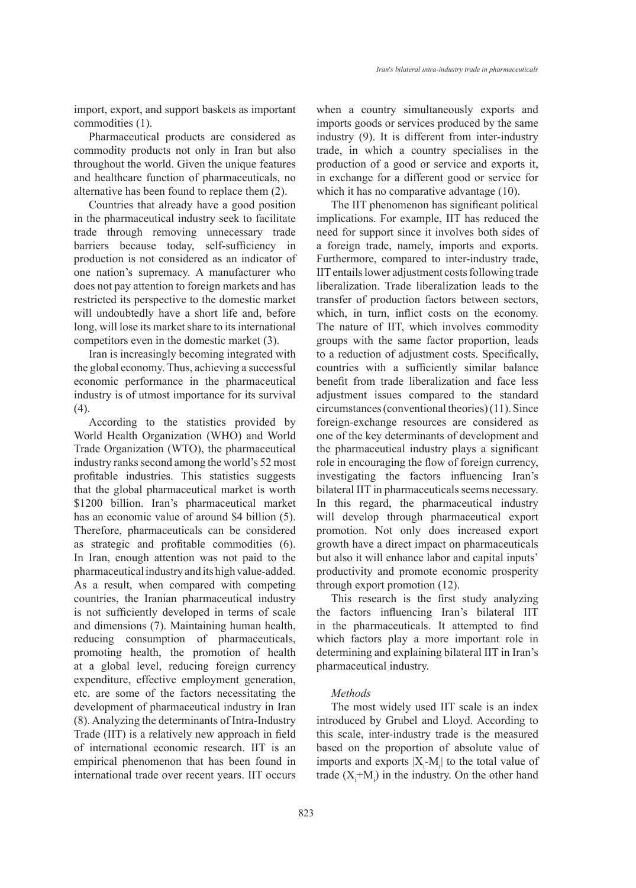import, export, and support baskets as important commodities (1).

Pharmaceutical products are considered as commodity products not only in Iran but also throughout the world. Given the unique features and healthcare function of pharmaceuticals, no alternative has been found to replace them (2).

Countries that already have a good position in the pharmaceutical industry seek to facilitate trade through removing unnecessary trade barriers because today, self-sufficiency in production is not considered as an indicator of one nation's supremacy. A manufacturer who does not pay attention to foreign markets and has restricted its perspective to the domestic market will undoubtedly have a short life and, before long, will lose its market share to its international competitors even in the domestic market (3).

Iran is increasingly becoming integrated with the global economy. Thus, achieving a successful economic performance in the pharmaceutical industry is of utmost importance for its survival (4).

According to the statistics provided by World Health Organization (WHO) and World Trade Organization (WTO), the pharmaceutical industry ranks second among the world's 52 most profitable industries. This statistics suggests that the global pharmaceutical market is worth \$1200 billion. Iran's pharmaceutical market has an economic value of around \$4 billion (5). Therefore, pharmaceuticals can be considered as strategic and profitable commodities (6). In Iran, enough attention was not paid to the pharmaceutical industry and its high value-added. As a result, when compared with competing countries, the Iranian pharmaceutical industry is not sufficiently developed in terms of scale and dimensions (7). Maintaining human health, reducing consumption of pharmaceuticals, promoting health, the promotion of health at a global level, reducing foreign currency expenditure, effective employment generation, etc. are some of the factors necessitating the development of pharmaceutical industry in Iran (8). Analyzing the determinants of Intra-Industry Trade (IIT) is a relatively new approach in field of international economic research. IIT is an empirical phenomenon that has been found in international trade over recent years. IIT occurs when a country simultaneously exports and imports goods or services produced by the same industry (9). It is different from inter-industry trade, in which a country specialises in the production of a good or service and exports it, in exchange for a different good or service for which it has no comparative advantage (10).

The IIT phenomenon has significant political implications. For example, IIT has reduced the need for support since it involves both sides of a foreign trade, namely, imports and exports. Furthermore, compared to inter-industry trade, IIT entails lower adjustment costs following trade liberalization. Trade liberalization leads to the transfer of production factors between sectors, which, in turn, inflict costs on the economy. The nature of IIT, which involves commodity groups with the same factor proportion, leads to a reduction of adjustment costs. Specifically, countries with a sufficiently similar balance benefit from trade liberalization and face less adjustment issues compared to the standard circumstances (conventional theories) (11). Since foreign-exchange resources are considered as one of the key determinants of development and the pharmaceutical industry plays a significant role in encouraging the flow of foreign currency, investigating the factors influencing Iran's bilateral IIT in pharmaceuticals seems necessary. In this regard, the pharmaceutical industry will develop through pharmaceutical export promotion. Not only does increased export growth have a direct impact on pharmaceuticals but also it will enhance labor and capital inputs' productivity and promote economic prosperity through export promotion (12).

This research is the first study analyzing the factors influencing Iran's bilateral IIT in the pharmaceuticals. It attempted to find which factors play a more important role in determining and explaining bilateral IIT in Iran's pharmaceutical industry.

*Methods*

The most widely used IIT scale is an index introduced by Grubel and Lloyd. According to this scale, inter-industry trade is the measured based on the proportion of absolute value of imports and exports $|X_i-M_i|$ to the total value of trade $(X_i+M_i)$ in the industry. On the other hand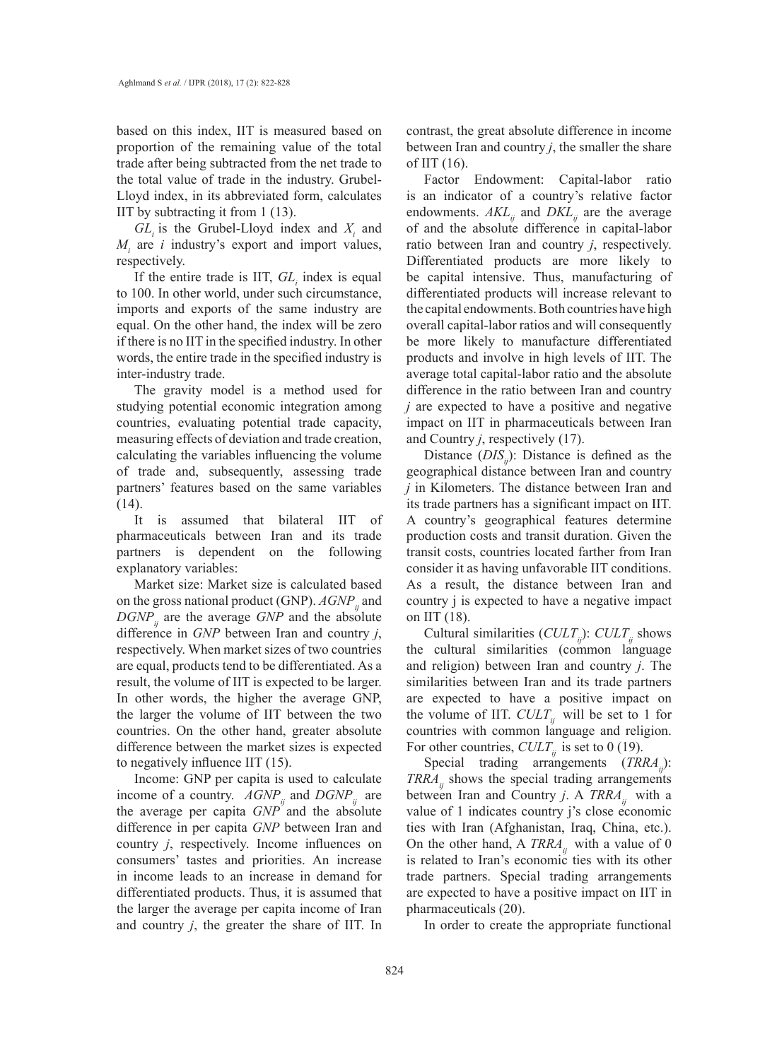based on this index, IIT is measured based on proportion of the remaining value of the total trade after being subtracted from the net trade to the total value of trade in the industry. Grubel-Lloyd index, in its abbreviated form, calculates IIT by subtracting it from 1 (13).

$GL_i$ is the Grubel-Lloyd index and $X_i$ and $M_i$ are *i* industry's export and import values, respectively.

If the entire trade is IIT, $GL_i$ index is equal to 100. In other world, under such circumstance, imports and exports of the same industry are equal. On the other hand, the index will be zero if there is no IIT in the specified industry. In other words, the entire trade in the specified industry is inter-industry trade.

The gravity model is a method used for studying potential economic integration among countries, evaluating potential trade capacity, measuring effects of deviation and trade creation, calculating the variables influencing the volume of trade and, subsequently, assessing trade partners' features based on the same variables (14).

It is assumed that bilateral IIT of pharmaceuticals between Iran and its trade partners is dependent on the following explanatory variables:

Market size: Market size is calculated based on the gross national product (GNP). $AGNP_{ij}$ and $DGNP_{ij}$ are the average *GNP* and the absolute difference in *GNP* between Iran and country *j*, respectively. When market sizes of two countries are equal, products tend to be differentiated. As a result, the volume of IIT is expected to be larger. In other words, the higher the average GNP, the larger the volume of IIT between the two countries. On the other hand, greater absolute difference between the market sizes is expected to negatively influence IIT (15).

Income: GNP per capita is used to calculate income of a country. $AGNP_{ij}$ and $DGNP_{ij}$ are the average per capita *GNP* and the absolute difference in per capita *GNP* between Iran and country *j*, respectively. Income influences on consumers' tastes and priorities. An increase in income leads to an increase in demand for differentiated products. Thus, it is assumed that the larger the average per capita income of Iran and country *j*, the greater the share of IIT. In contrast, the great absolute difference in income between Iran and country *j*, the smaller the share of IIT (16).

Factor Endowment: Capital-labor ratio is an indicator of a country's relative factor endowments. $AKL_{ij}$ and $DKL_{ij}$ are the average of and the absolute difference in capital-labor ratio between Iran and country *j*, respectively. Differentiated products are more likely to be capital intensive. Thus, manufacturing of differentiated products will increase relevant to the capital endowments. Both countries have high overall capital-labor ratios and will consequently be more likely to manufacture differentiated products and involve in high levels of IIT. The average total capital-labor ratio and the absolute difference in the ratio between Iran and country *j* are expected to have a positive and negative impact on IIT in pharmaceuticals between Iran and Country *j*, respectively (17).

Distance ($DIS_{ij}$): Distance is defined as the geographical distance between Iran and country *j* in Kilometers. The distance between Iran and its trade partners has a significant impact on IIT. A country's geographical features determine production costs and transit duration. Given the transit costs, countries located farther from Iran consider it as having unfavorable IIT conditions. As a result, the distance between Iran and country j is expected to have a negative impact on IIT (18).

Cultural similarities ($CULT_{ij}$): $CULT_{ij}$ shows the cultural similarities (common language and religion) between Iran and country *j*. The similarities between Iran and its trade partners are expected to have a positive impact on the volume of IIT. $CULT_{ij}$ will be set to 1 for countries with common language and religion. For other countries, $CULT_{ij}$ is set to 0 (19).

Special trading arrangements ($TRRA_{ij}$): $TRRA_{ij}$ shows the special trading arrangements between Iran and Country *j*. A $TRRA_{ij}$ with a value of 1 indicates country j's close economic ties with Iran (Afghanistan, Iraq, China, etc.). On the other hand, A $TRRA_{ij}$ with a value of 0 is related to Iran's economic ties with its other trade partners. Special trading arrangements are expected to have a positive impact on IIT in pharmaceuticals (20).

In order to create the appropriate functional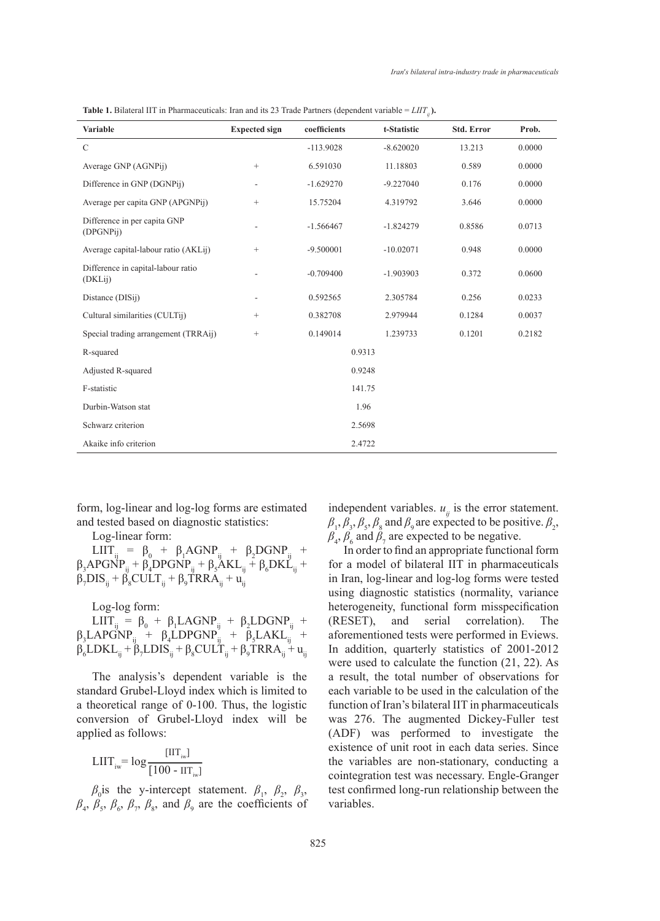**Table 1.** Bilateral IIT in Pharmaceuticals: Iran and its 23 Trade Partners (dependent variable = $LIIT_{ij}$).

| Variable | Expected sign | coefficients | t-Statistic | Std. Error | Prob. |
|---|---|---|---|---|---|
| C | | -113.9028 | -8.620020 | 13.213 | 0.0000 |
| Average GNP (AGNPij) | + | 6.591030 | 11.18803 | 0.589 | 0.0000 |
| Difference in GNP (DGNPij) | - | -1.629270 | -9.227040 | 0.176 | 0.0000 |
| Average per capita GNP (APGNPij) | + | 15.75204 | 4.319792 | 3.646 | 0.0000 |
| Difference in per capita GNP (DPGNPij) | - | -1.566467 | -1.824279 | 0.8586 | 0.0713 |
| Average capital-labour ratio (AKLij) | + | -9.500001 | -10.02071 | 0.948 | 0.0000 |
| Difference in capital-labour ratio (DKLij) | - | -0.709400 | -1.903903 | 0.372 | 0.0600 |
| Distance (DISij) | - | 0.592565 | 2.305784 | 0.256 | 0.0233 |
| Cultural similarities (CULTij) | + | 0.382708 | 2.979944 | 0.1284 | 0.0037 |
| Special trading arrangement (TRRAij) | + | 0.149014 | 1.239733 | 0.1201 | 0.2182 |
| R-squared | | 0.9313 | | | |
| Adjusted R-squared | | 0.9248 | | | |
| F-statistic | | 141.75 | | | |
| Durbin-Watson stat | | 1.96 | | | |
| Schwarz criterion | | 2.5698 | | | |
| Akaike info criterion | | 2.4722 | | | |

form, log-linear and log-log forms are estimated and tested based on diagnostic statistics:

Log-linear form:

$$LIIT_{ij} = \beta_0 + \beta_1 AGNP_{ij} + \beta_2 DGNP_{ij} + \beta_3 APGNP_{ij} + \beta_4 DPGNP_{ij} + \beta_5 AKL_{ij} + \beta_6 DKL_{ij} + \beta_7 DIS_{ij} + \beta_8 CULT_{ij} + \beta_9 TRRA_{ij} + u_{ij}$$

Log-log form:

$$LIIT_{ij} = \beta_0 + \beta_1 LAGNP_{ij} + \beta_2 LDGNP_{ij} + \beta_3 LAPGNP_{ij} + \beta_4 LDPGNP_{ij} + \beta_5 LAKL_{ij} + \beta_6 LDKL_{ij} + \beta_7 LDIS_{ij} + \beta_8 CULT_{ij} + \beta_9 TRRA_{ij} + u_{ij}$$

The analysis's dependent variable is the standard Grubel-Lloyd index which is limited to a theoretical range of 0-100. Thus, the logistic conversion of Grubel-Lloyd index will be applied as follows:

$$LIIT_{iw} = \log \frac{[IIT_{iw}]}{[100 - IIT_{iw}]}$$

$\beta_0$ is the y-intercept statement. $\beta_1$, $\beta_2$, $\beta_3$, $\beta_4$, $\beta_5$, $\beta_6$, $\beta_7$, $\beta_8$, and $\beta_9$ are the coefficients of independent variables. $u_{ij}$ is the error statement. $\beta_1$, $\beta_3$, $\beta_5$, $\beta_8$ and $\beta_9$ are expected to be positive. $\beta_2$, $\beta_4$, $\beta_6$ and $\beta_7$ are expected to be negative.

In order to find an appropriate functional form for a model of bilateral IIT in pharmaceuticals in Iran, log-linear and log-log forms were tested using diagnostic statistics (normality, variance heterogeneity, functional form misspecification (RESET), and serial correlation). The aforementioned tests were performed in Eviews. In addition, quarterly statistics of 2001-2012 were used to calculate the function (21, 22). As a result, the total number of observations for each variable to be used in the calculation of the function of Iran's bilateral IIT in pharmaceuticals was 276. The augmented Dickey-Fuller test (ADF) was performed to investigate the existence of unit root in each data series. Since the variables are non-stationary, conducting a cointegration test was necessary. Engle-Granger test confirmed long-run relationship between the variables.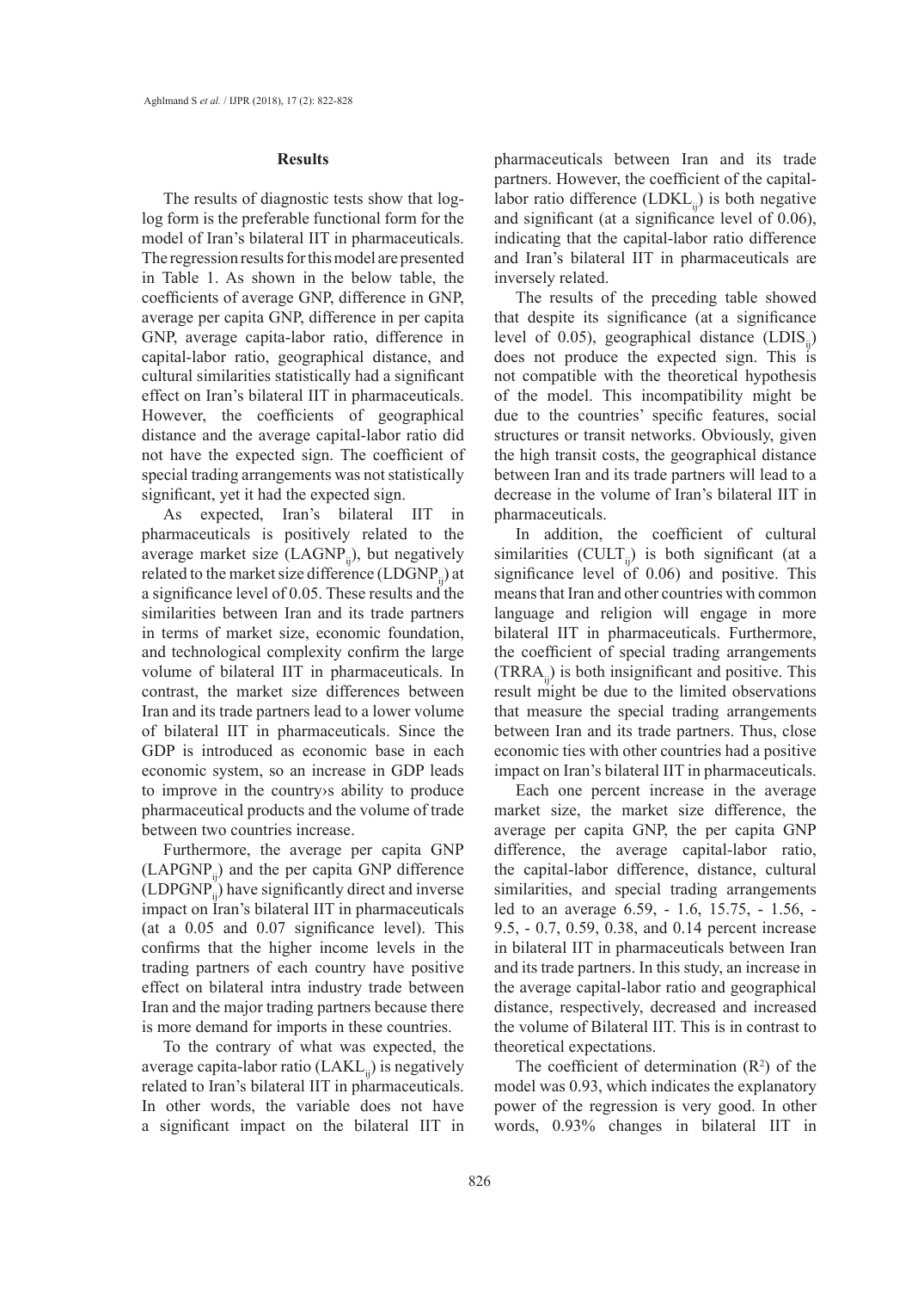## Results

The results of diagnostic tests show that log-log form is the preferable functional form for the model of Iran's bilateral IIT in pharmaceuticals. The regression results for this model are presented in Table 1. As shown in the below table, the coefficients of average GNP, difference in GNP, average per capita GNP, difference in per capita GNP, average capita-labor ratio, difference in capital-labor ratio, geographical distance, and cultural similarities statistically had a significant effect on Iran's bilateral IIT in pharmaceuticals. However, the coefficients of geographical distance and the average capital-labor ratio did not have the expected sign. The coefficient of special trading arrangements was not statistically significant, yet it had the expected sign.

As expected, Iran's bilateral IIT in pharmaceuticals is positively related to the average market size ($LAGNP_{ij}$), but negatively related to the market size difference ($LDGNP_{ij}$) at a significance level of 0.05. These results and the similarities between Iran and its trade partners in terms of market size, economic foundation, and technological complexity confirm the large volume of bilateral IIT in pharmaceuticals. In contrast, the market size differences between Iran and its trade partners lead to a lower volume of bilateral IIT in pharmaceuticals. Since the GDP is introduced as economic base in each economic system, so an increase in GDP leads to improve in the country›s ability to produce pharmaceutical products and the volume of trade between two countries increase.

Furthermore, the average per capita GNP ($LAPGNP_{ij}$) and the per capita GNP difference ($LDPGNP_{ij}$) have significantly direct and inverse impact on Iran's bilateral IIT in pharmaceuticals (at a 0.05 and 0.07 significance level). This confirms that the higher income levels in the trading partners of each country have positive effect on bilateral intra industry trade between Iran and the major trading partners because there is more demand for imports in these countries.

To the contrary of what was expected, the average capita-labor ratio ($LAKL_{ij}$) is negatively related to Iran's bilateral IIT in pharmaceuticals. In other words, the variable does not have a significant impact on the bilateral IIT in pharmaceuticals between Iran and its trade partners. However, the coefficient of the capital-labor ratio difference ($LDKL_{ij}$) is both negative and significant (at a significance level of 0.06), indicating that the capital-labor ratio difference and Iran's bilateral IIT in pharmaceuticals are inversely related.

The results of the preceding table showed that despite its significance (at a significance level of 0.05), geographical distance ($LDIS_{ij}$) does not produce the expected sign. This is not compatible with the theoretical hypothesis of the model. This incompatibility might be due to the countries' specific features, social structures or transit networks. Obviously, given the high transit costs, the geographical distance between Iran and its trade partners will lead to a decrease in the volume of Iran's bilateral IIT in pharmaceuticals.

In addition, the coefficient of cultural similarities ($CULT_{ij}$) is both significant (at a significance level of 0.06) and positive. This means that Iran and other countries with common language and religion will engage in more bilateral IIT in pharmaceuticals. Furthermore, the coefficient of special trading arrangements ($TRRA_{ij}$) is both insignificant and positive. This result might be due to the limited observations that measure the special trading arrangements between Iran and its trade partners. Thus, close economic ties with other countries had a positive impact on Iran's bilateral IIT in pharmaceuticals.

Each one percent increase in the average market size, the market size difference, the average per capita GNP, the per capita GNP difference, the average capital-labor ratio, the capital-labor difference, distance, cultural similarities, and special trading arrangements led to an average 6.59, - 1.6, 15.75, - 1.56, - 9.5, - 0.7, 0.59, 0.38, and 0.14 percent increase in bilateral IIT in pharmaceuticals between Iran and its trade partners. In this study, an increase in the average capital-labor ratio and geographical distance, respectively, decreased and increased the volume of Bilateral IIT. This is in contrast to theoretical expectations.

The coefficient of determination ($R^2$) of the model was 0.93, which indicates the explanatory power of the regression is very good. In other words, 0.93% changes in bilateral IIT in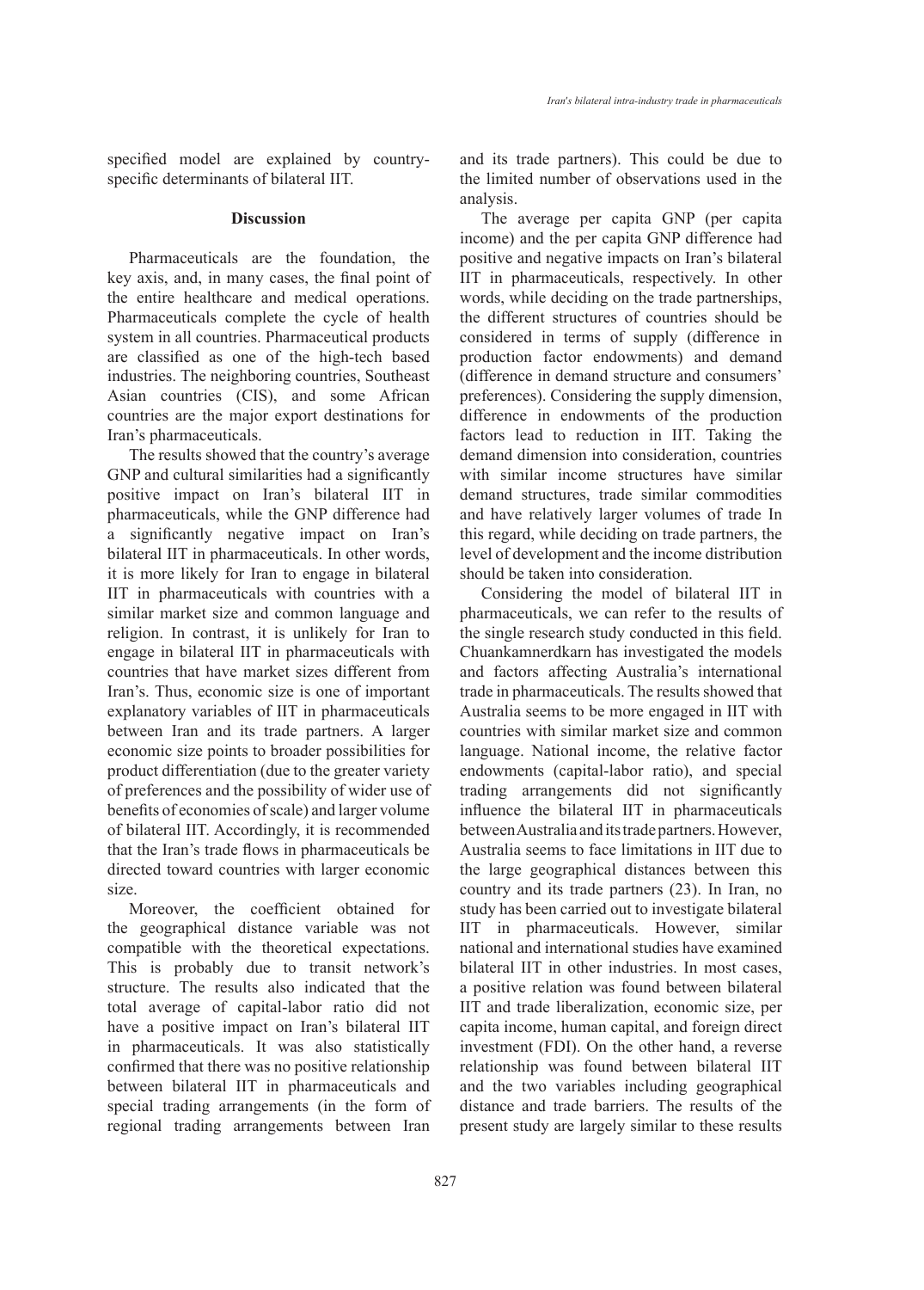specified model are explained by country-specific determinants of bilateral IIT.

## Discussion

Pharmaceuticals are the foundation, the key axis, and, in many cases, the final point of the entire healthcare and medical operations. Pharmaceuticals complete the cycle of health system in all countries. Pharmaceutical products are classified as one of the high-tech based industries. The neighboring countries, Southeast Asian countries (CIS), and some African countries are the major export destinations for Iran's pharmaceuticals.

The results showed that the country's average GNP and cultural similarities had a significantly positive impact on Iran's bilateral IIT in pharmaceuticals, while the GNP difference had a significantly negative impact on Iran's bilateral IIT in pharmaceuticals. In other words, it is more likely for Iran to engage in bilateral IIT in pharmaceuticals with countries with a similar market size and common language and religion. In contrast, it is unlikely for Iran to engage in bilateral IIT in pharmaceuticals with countries that have market sizes different from Iran's. Thus, economic size is one of important explanatory variables of IIT in pharmaceuticals between Iran and its trade partners. A larger economic size points to broader possibilities for product differentiation (due to the greater variety of preferences and the possibility of wider use of benefits of economies of scale) and larger volume of bilateral IIT. Accordingly, it is recommended that the Iran's trade flows in pharmaceuticals be directed toward countries with larger economic size.

Moreover, the coefficient obtained for the geographical distance variable was not compatible with the theoretical expectations. This is probably due to transit network's structure. The results also indicated that the total average of capital-labor ratio did not have a positive impact on Iran's bilateral IIT in pharmaceuticals. It was also statistically confirmed that there was no positive relationship between bilateral IIT in pharmaceuticals and special trading arrangements (in the form of regional trading arrangements between Iran and its trade partners). This could be due to the limited number of observations used in the analysis.

The average per capita GNP (per capita income) and the per capita GNP difference had positive and negative impacts on Iran's bilateral IIT in pharmaceuticals, respectively. In other words, while deciding on the trade partnerships, the different structures of countries should be considered in terms of supply (difference in production factor endowments) and demand (difference in demand structure and consumers' preferences). Considering the supply dimension, difference in endowments of the production factors lead to reduction in IIT. Taking the demand dimension into consideration, countries with similar income structures have similar demand structures, trade similar commodities and have relatively larger volumes of trade In this regard, while deciding on trade partners, the level of development and the income distribution should be taken into consideration.

Considering the model of bilateral IIT in pharmaceuticals, we can refer to the results of the single research study conducted in this field. Chuankamnerdkarn has investigated the models and factors affecting Australia's international trade in pharmaceuticals. The results showed that Australia seems to be more engaged in IIT with countries with similar market size and common language. National income, the relative factor endowments (capital-labor ratio), and special trading arrangements did not significantly influence the bilateral IIT in pharmaceuticals between Australia and its trade partners. However, Australia seems to face limitations in IIT due to the large geographical distances between this country and its trade partners (23). In Iran, no study has been carried out to investigate bilateral IIT in pharmaceuticals. However, similar national and international studies have examined bilateral IIT in other industries. In most cases, a positive relation was found between bilateral IIT and trade liberalization, economic size, per capita income, human capital, and foreign direct investment (FDI). On the other hand, a reverse relationship was found between bilateral IIT and the two variables including geographical distance and trade barriers. The results of the present study are largely similar to these results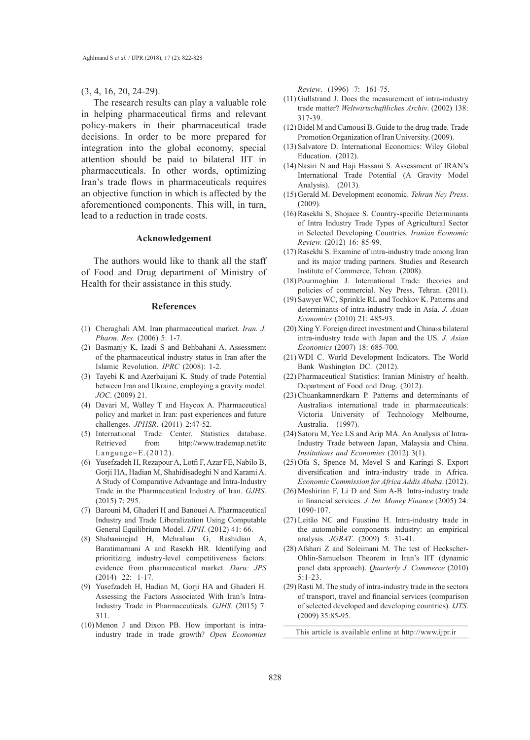(3, 4, 16, 20, 24-29).

The research results can play a valuable role in helping pharmaceutical firms and relevant policy-makers in their pharmaceutical trade decisions. In order to be more prepared for integration into the global economy, special attention should be paid to bilateral IIT in pharmaceuticals. In other words, optimizing Iran's trade flows in pharmaceuticals requires an objective function in which is affected by the aforementioned components. This will, in turn, lead to a reduction in trade costs.

## Acknowledgement

The authors would like to thank all the staff of Food and Drug department of Ministry of Health for their assistance in this study.

## References

(1) Cheraghali AM. Iran pharmaceutical market. *Iran. J. Pharm. Res*. (2006) 5: 1-7.

(2) Basmanjy K, Izadi S and Behbahani A. Assessment of the pharmaceutical industry status in Iran after the Islamic Revolution. *IPRC* (2008): 1-2.

(3) Tayebi K and Azerbaijani K. Study of trade Potential between Iran and Ukraine, employing a gravity model. *JOC*. (2009) 21.

(4) Davari M, Walley T and Haycox A. Pharmaceutical policy and market in Iran: past experiences and future challenges. *JPHSR*. (2011) 2:47-52.

(5) International Trade Center. Statistics database. Retrieved from http://www.trademap.net/itc Language=E.(2012).

(6) Yusefzadeh H, Rezapour A, Lotfi F, Azar FE, Nabilo B, Gorji HA, Hadian M, Shahidisadeghi N and Karami A. A Study of Comparative Advantage and Intra-Industry Trade in the Pharmaceutical Industry of Iran. *GJHS*. (2015) 7: 295.

(7) Barouni M, Ghaderi H and Banouei A. Pharmaceutical Industry and Trade Liberalization Using Computable General Equilibrium Model. *IJPH*. (2012) 41: 66.

(8) Shabaninejad H, Mehralian G, Rashidian A, Baratimarnani A and Rasekh HR. Identifying and prioritizing industry-level competitiveness factors: evidence from pharmaceutical market. *Daru: JPS* (2014) 22: 1-17.

(9) Yusefzadeh H, Hadian M, Gorji HA and Ghaderi H. Assessing the Factors Associated With Iran's Intra-Industry Trade in Pharmaceuticals. *GJHS*. (2015) 7: 311.

(10) Menon J and Dixon PB. How important is intra-industry trade in trade growth? *Open Economies Review*. (1996) 7: 161-75.

(11) Gullstrand J. Does the measurement of intra-industry trade matter? *Weltwirtschaftliches Archiv*. (2002) 138: 317-39.

(12) Bidel M and Camousi B. Guide to the drug trade. Trade Promotion Organization of Iran University. (2009).

(13) Salvatore D. International Economics: Wiley Global Education. (2012).

(14) Nasiri N and Haji Hassani S. Assessment of IRAN's International Trade Potential (A Gravity Model Analysis). (2013).

(15) Gerald M. Development economic. *Tehran Ney Press*. (2009).

(16) Rasekhi S, Shojaee S. Country-specific Determinants of Intra Industry Trade Types of Agricultural Sector in Selected Developing Countries. *Iranian Economic Review.* (2012) 16: 85-99.

(17) Rasekhi S. Examine of intra-industry trade among Iran and its major trading partners. Studies and Research Institute of Commerce, Tehran. (2008).

(18) Pourmoghim J. International Trade: theories and policies of commercial. Ney Press, Tehran. (2011).

(19) Sawyer WC, Sprinkle RL and Tochkov K. Patterns and determinants of intra-industry trade in Asia. *J. Asian Economics* (2010) 21: 485-93.

(20) Xing Y. Foreign direct investment and China›s bilateral intra-industry trade with Japan and the US. *J. Asian Economics* (2007) 18: 685-700.

(21) WDI C. World Development Indicators. The World Bank Washington DC. (2012).

(22) Pharmaceutical Statistics: Iranian Ministry of health. Department of Food and Drug. (2012).

(23) Chuankamnerdkarn P. Patterns and determinants of Australia›s international trade in pharmaceuticals: Victoria University of Technology Melbourne, Australia. (1997).

(24) Satoru M, Yee LS and Arip MA. An Analysis of Intra-Industry Trade between Japan, Malaysia and China. *Institutions and Economies* (2012) 3(1).

(25) Ofa S, Spence M, Mevel S and Karingi S. Export diversification and intra-industry trade in Africa. *Economic Commission for Africa Addis Ababa*. (2012).

(26) Moshirian F, Li D and Sim A-B. Intra-industry trade in financial services. *J. Int. Money Finance* (2005) 24: 1090-107.

(27) Leitão NC and Faustino H. Intra-industry trade in the automobile components industry: an empirical analysis. *JGBAT*. (2009) 5: 31-41.

(28) Afshari Z and Soleimani M. The test of Heckscher-Ohlin-Samuelson Theorem in Iran's IIT (dynamic panel data approach). *Quarterly J. Commerce* (2010) 5:1-23.

(29) Rasti M. The study of intra-industry trade in the sectors of transport, travel and financial services (comparison of selected developed and developing countries). *IJTS*. (2009) 35:85-95.

This article is available online at http://www.ijpr.ir